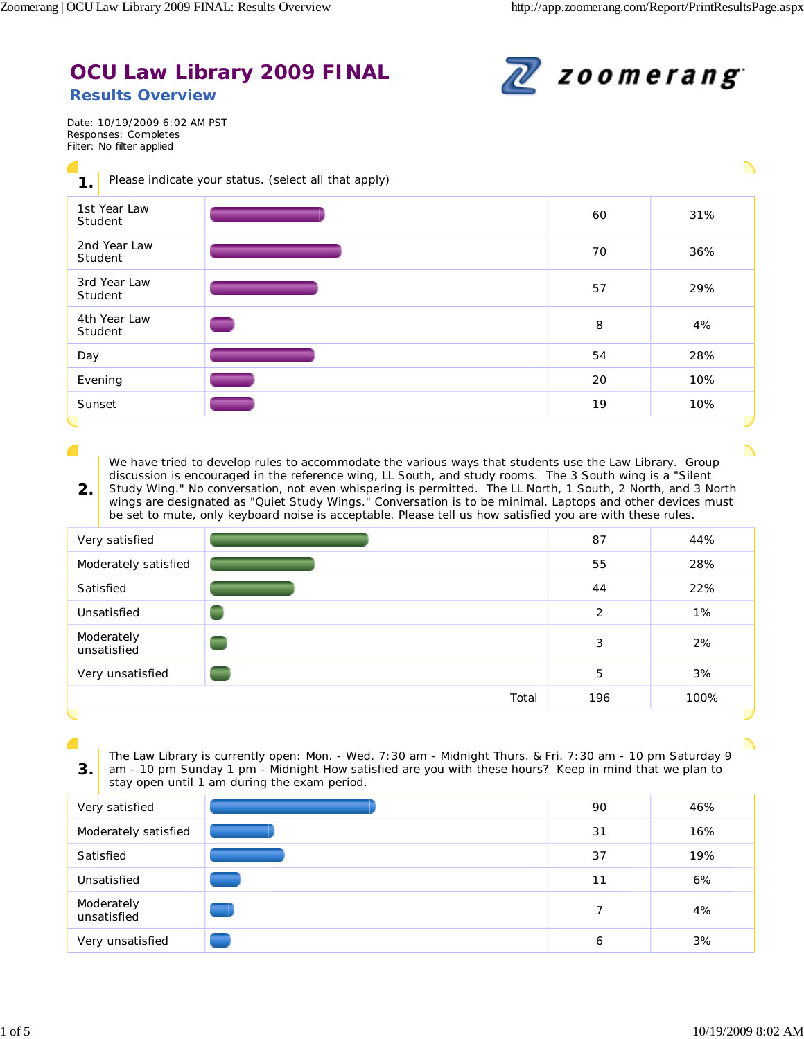# OCU Law Library 2009 FINAL

## Results Overview

Date: 10/19/2009 6:02 AM PST
Responses: Completes
Filter: No filter applied

**1.** Please indicate your status. (select all that apply)

| Response | Count | Percent |
|---|---|---|
| 1st Year Law Student | 60 | 31% |
| 2nd Year Law Student | 70 | 36% |
| 3rd Year Law Student | 57 | 29% |
| 4th Year Law Student | 8 | 4% |
| Day | 54 | 28% |
| Evening | 20 | 10% |
| Sunset | 19 | 10% |

**2.** We have tried to develop rules to accommodate the various ways that students use the Law Library. Group discussion is encouraged in the reference wing, LL South, and study rooms. The 3 South wing is a "Silent Study Wing." No conversation, not even whispering is permitted. The LL North, 1 South, 2 North, and 3 North wings are designated as "Quiet Study Wings." Conversation is to be minimal. Laptops and other devices must be set to mute, only keyboard noise is acceptable. Please tell us how satisfied you are with these rules.

| Response | Count | Percent |
|---|---|---|
| Very satisfied | 87 | 44% |
| Moderately satisfied | 55 | 28% |
| Satisfied | 44 | 22% |
| Unsatisfied | 2 | 1% |
| Moderately unsatisfied | 3 | 2% |
| Very unsatisfied | 5 | 3% |
| Total | 196 | 100% |

**3.** The Law Library is currently open: Mon. - Wed. 7:30 am - Midnight Thurs. & Fri. 7:30 am - 10 pm Saturday 9 am - 10 pm Sunday 1 pm - Midnight How satisfied are you with these hours? Keep in mind that we plan to stay open until 1 am during the exam period.

| Response | Count | Percent |
|---|---|---|
| Very satisfied | 90 | 46% |
| Moderately satisfied | 31 | 16% |
| Satisfied | 37 | 19% |
| Unsatisfied | 11 | 6% |
| Moderately unsatisfied | 7 | 4% |
| Very unsatisfied | 6 | 3% |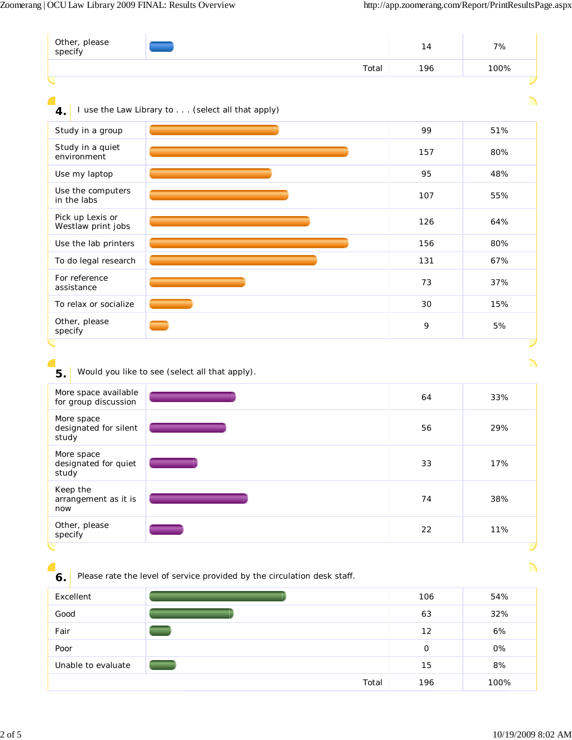| | | |
|---|---|---|
| Other, please specify | 14 | 7% |
| Total | 196 | 100% |

**4.** I use the Law Library to . . . (select all that apply)

| Response | Count | Percent |
|---|---|---|
| Study in a group | 99 | 51% |
| Study in a quiet environment | 157 | 80% |
| Use my laptop | 95 | 48% |
| Use the computers in the labs | 107 | 55% |
| Pick up Lexis or Westlaw print jobs | 126 | 64% |
| Use the lab printers | 156 | 80% |
| To do legal research | 131 | 67% |
| For reference assistance | 73 | 37% |
| To relax or socialize | 30 | 15% |
| Other, please specify | 9 | 5% |

**5.** Would you like to see (select all that apply).

| Response | Count | Percent |
|---|---|---|
| More space available for group discussion | 64 | 33% |
| More space designated for silent study | 56 | 29% |
| More space designated for quiet study | 33 | 17% |
| Keep the arrangement as it is now | 74 | 38% |
| Other, please specify | 22 | 11% |

**6.** Please rate the level of service provided by the circulation desk staff.

| Response | Count | Percent |
|---|---|---|
| Excellent | 106 | 54% |
| Good | 63 | 32% |
| Fair | 12 | 6% |
| Poor | 0 | 0% |
| Unable to evaluate | 15 | 8% |
| Total | 196 | 100% |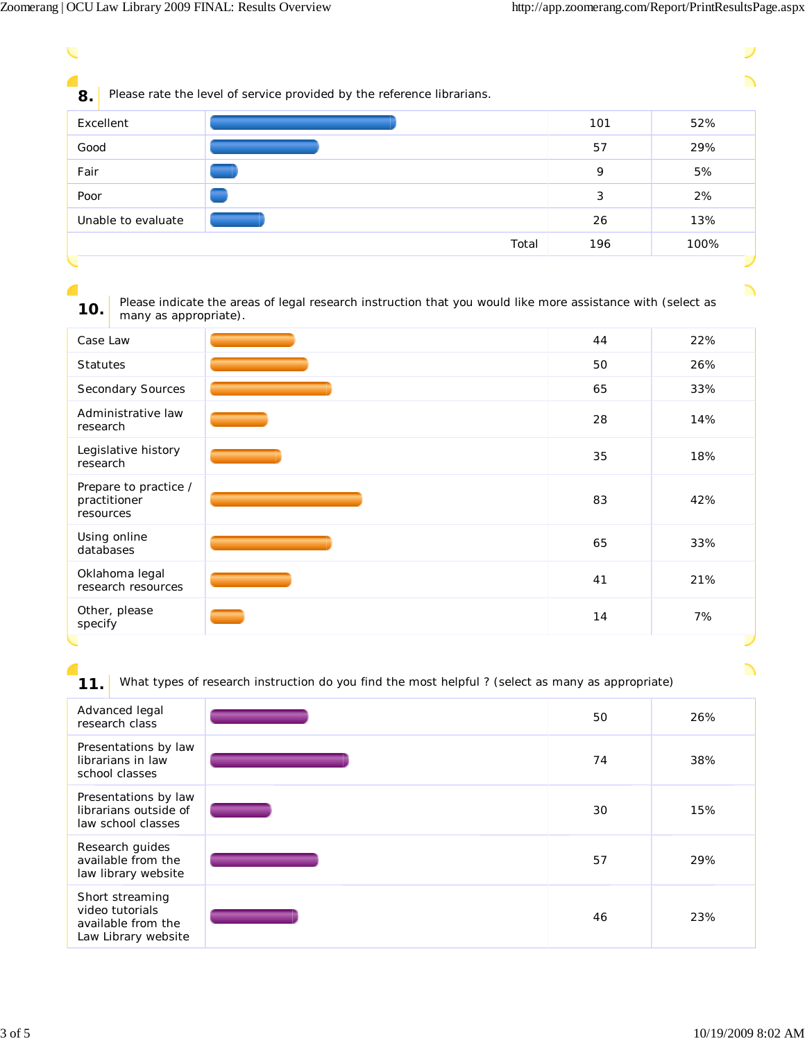## 8. Please rate the level of service provided by the reference librarians.

| Response | Count | Percent |
|---|---|---|
| Excellent | 101 | 52% |
| Good | 57 | 29% |
| Fair | 9 | 5% |
| Poor | 3 | 2% |
| Unable to evaluate | 26 | 13% |
| Total | 196 | 100% |

## 10. Please indicate the areas of legal research instruction that you would like more assistance with (select as many as appropriate).

| Response | Count | Percent |
|---|---|---|
| Case Law | 44 | 22% |
| Statutes | 50 | 26% |
| Secondary Sources | 65 | 33% |
| Administrative law research | 28 | 14% |
| Legislative history research | 35 | 18% |
| Prepare to practice / practitioner resources | 83 | 42% |
| Using online databases | 65 | 33% |
| Oklahoma legal research resources | 41 | 21% |
| Other, please specify | 14 | 7% |

## 11. What types of research instruction do you find the most helpful ? (select as many as appropriate)

| Response | Count | Percent |
|---|---|---|
| Advanced legal research class | 50 | 26% |
| Presentations by law librarians in law school classes | 74 | 38% |
| Presentations by law librarians outside of law school classes | 30 | 15% |
| Research guides available from the law library website | 57 | 29% |
| Short streaming video tutorials available from the Law Library website | 46 | 23% |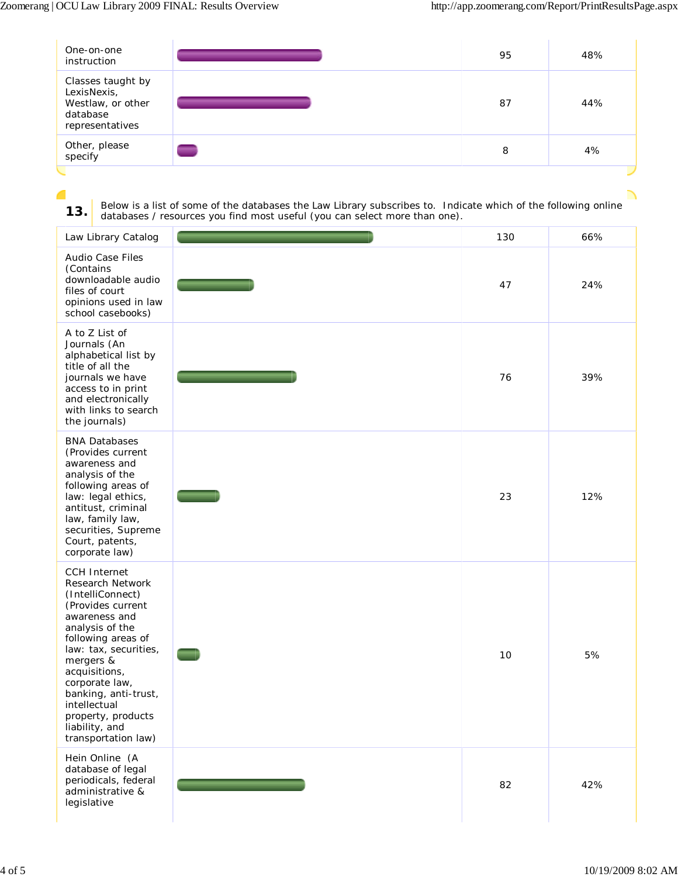| | | |
|---|---|---|
| One-on-one instruction | 95 | 48% |
| Classes taught by LexisNexis, Westlaw, or other database representatives | 87 | 44% |
| Other, please specify | 8 | 4% |

**13.** Below is a list of some of the databases the Law Library subscribes to. Indicate which of the following online databases / resources you find most useful (you can select more than one).

| | | |
|---|---|---|
| Law Library Catalog | 130 | 66% |
| Audio Case Files (Contains downloadable audio files of court opinions used in law school casebooks) | 47 | 24% |
| A to Z List of Journals (An alphabetical list by title of all the journals we have access to in print and electronically with links to search the journals) | 76 | 39% |
| BNA Databases (Provides current awareness and analysis of the following areas of law: legal ethics, antitust, criminal law, family law, securities, Supreme Court, patents, corporate law) | 23 | 12% |
| CCH Internet Research Network (IntelliConnect) (Provides current awareness and analysis of the following areas of law: tax, securities, mergers & acquisitions, corporate law, banking, anti-trust, intellectual property, products liability, and transportation law) | 10 | 5% |
| Hein Online (A database of legal periodicals, federal administrative & legislative | 82 | 42% |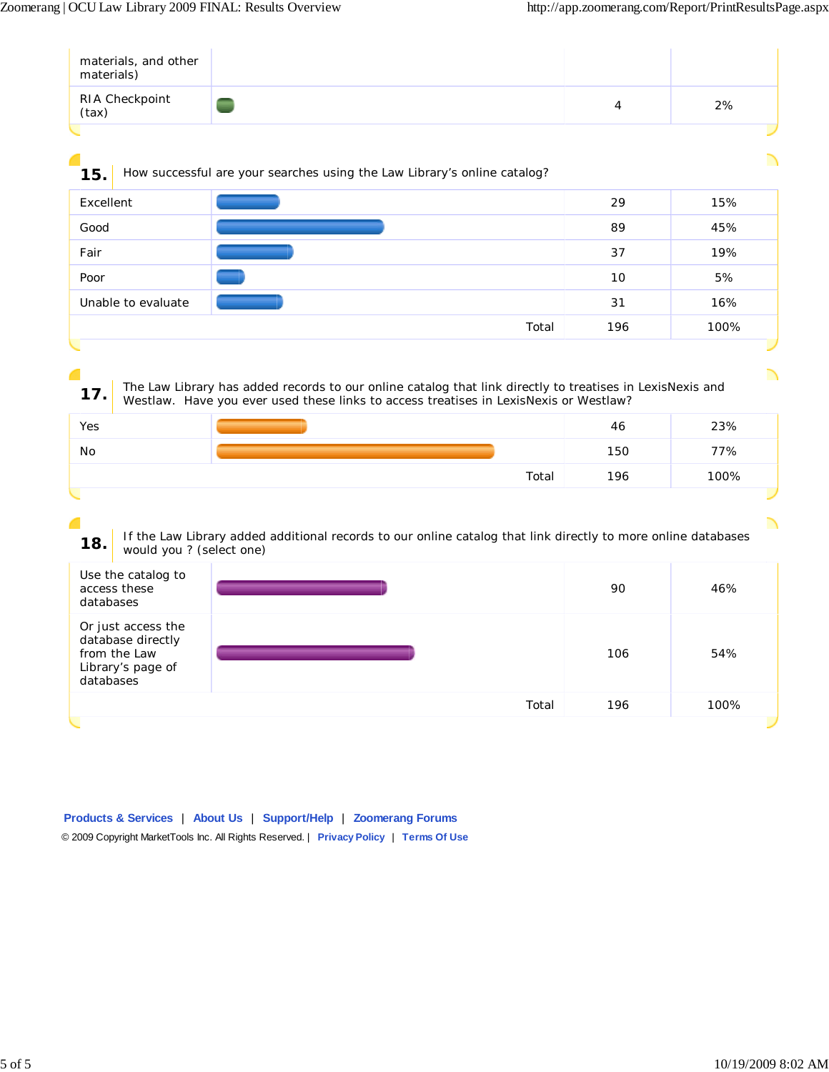| | | |
|---|---|---|
| materials, and other materials) | | |
| RIA Checkpoint (tax) | 4 | 2% |

## 15. How successful are your searches using the Law Library's online catalog?

| | | |
|---|---|---|
| Excellent | 29 | 15% |
| Good | 89 | 45% |
| Fair | 37 | 19% |
| Poor | 10 | 5% |
| Unable to evaluate | 31 | 16% |
| Total | 196 | 100% |

## 17. The Law Library has added records to our online catalog that link directly to treatises in LexisNexis and Westlaw. Have you ever used these links to access treatises in LexisNexis or Westlaw?

| | | |
|---|---|---|
| Yes | 46 | 23% |
| No | 150 | 77% |
| Total | 196 | 100% |

## 18. If the Law Library added additional records to our online catalog that link directly to more online databases would you ? (select one)

| | | |
|---|---|---|
| Use the catalog to access these databases | 90 | 46% |
| Or just access the database directly from the Law Library's page of databases | 106 | 54% |
| Total | 196 | 100% |

Products & Services | About Us | Support/Help | Zoomerang Forums

© 2009 Copyright MarketTools Inc. All Rights Reserved. | Privacy Policy | Terms Of Use